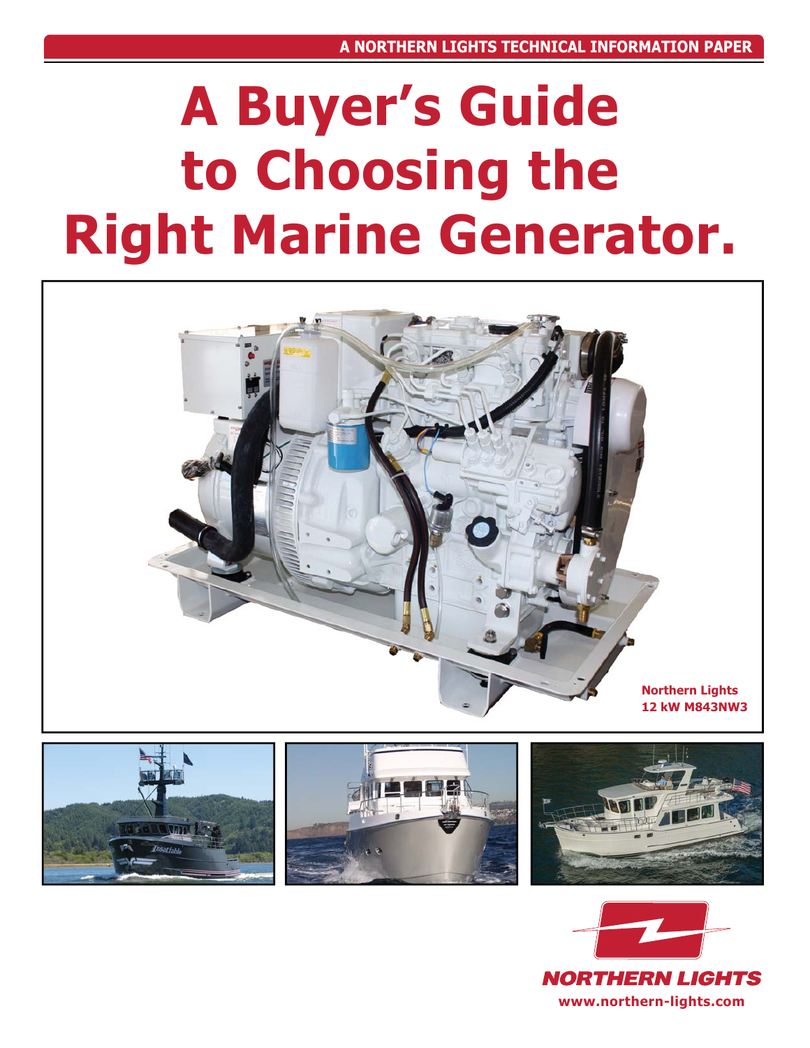A NORTHERN LIGHTS TECHNICAL INFORMATION PAPER

# A Buyer's Guide to Choosing the Right Marine Generator.

Northern Lights
12 kW M843NW3

NORTHERN LIGHTS
www.northern-lights.com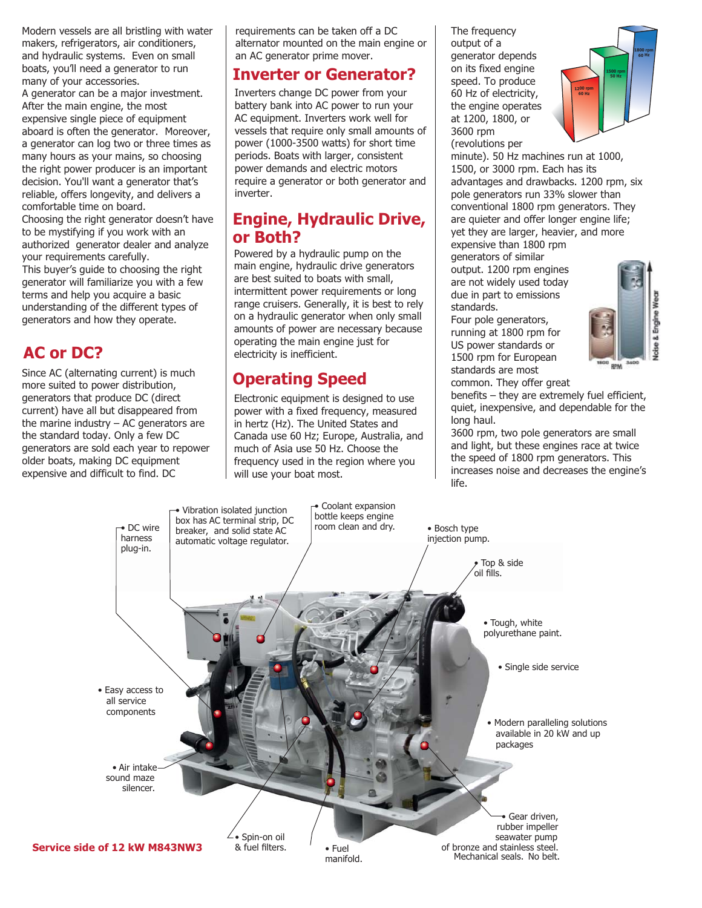Modern vessels are all bristling with water makers, refrigerators, air conditioners, and hydraulic systems. Even on small boats, you'll need a generator to run many of your accessories.

A generator can be a major investment. After the main engine, the most expensive single piece of equipment aboard is often the generator. Moreover, a generator can log two or three times as many hours as your mains, so choosing the right power producer is an important decision. You'll want a generator that's reliable, offers longevity, and delivers a comfortable time on board.

Choosing the right generator doesn't have to be mystifying if you work with an authorized generator dealer and analyze your requirements carefully.

This buyer's guide to choosing the right generator will familiarize you with a few terms and help you acquire a basic understanding of the different types of generators and how they operate.

## AC or DC?

Since AC (alternating current) is much more suited to power distribution, generators that produce DC (direct current) have all but disappeared from the marine industry – AC generators are the standard today. Only a few DC generators are sold each year to repower older boats, making DC equipment expensive and difficult to find. DC requirements can be taken off a DC alternator mounted on the main engine or an AC generator prime mover.

## Inverter or Generator?

Inverters change DC power from your battery bank into AC power to run your AC equipment. Inverters work well for vessels that require only small amounts of power (1000-3500 watts) for short time periods. Boats with larger, consistent power demands and electric motors require a generator or both generator and inverter.

## Engine, Hydraulic Drive, or Both?

Powered by a hydraulic pump on the main engine, hydraulic drive generators are best suited to boats with small, intermittent power requirements or long range cruisers. Generally, it is best to rely on a hydraulic generator when only small amounts of power are necessary because operating the main engine just for electricity is inefficient.

## Operating Speed

Electronic equipment is designed to use power with a fixed frequency, measured in hertz (Hz). The United States and Canada use 60 Hz; Europe, Australia, and much of Asia use 50 Hz. Choose the frequency used in the region where you will use your boat most.

The frequency output of a generator depends on its fixed engine speed. To produce 60 Hz of electricity, the engine operates at 1200, 1800, or 3600 rpm (revolutions per minute). 50 Hz machines run at 1000, 1500, or 3000 rpm. Each has its advantages and drawbacks. 1200 rpm, six pole generators run 33% slower than conventional 1800 rpm generators. They are quieter and offer longer engine life; yet they are larger, heavier, and more expensive than 1800 rpm generators of similar output. 1200 rpm engines are not widely used today due in part to emissions standards.

Four pole generators, running at 1800 rpm for US power standards or 1500 rpm for European standards are most common. They offer great benefits – they are extremely fuel efficient, quiet, inexpensive, and dependable for the long haul.

3600 rpm, two pole generators are small and light, but these engines race at twice the speed of 1800 rpm generators. This increases noise and decreases the engine's life.

- DC wire harness plug-in.
- Vibration isolated junction box has AC terminal strip, DC breaker, and solid state AC automatic voltage regulator.
- Coolant expansion bottle keeps engine room clean and dry.
- Bosch type injection pump.
- Top & side oil fills.
- Tough, white polyurethane paint.
- Single side service
- Easy access to all service components
- Modern paralleling solutions available in 20 kW and up packages
- Air intake sound maze silencer.
- Gear driven, rubber impeller seawater pump of bronze and stainless steel. Mechanical seals. No belt.
- Spin-on oil & fuel filters.
- Fuel manifold.

**Service side of 12 kW M843NW3**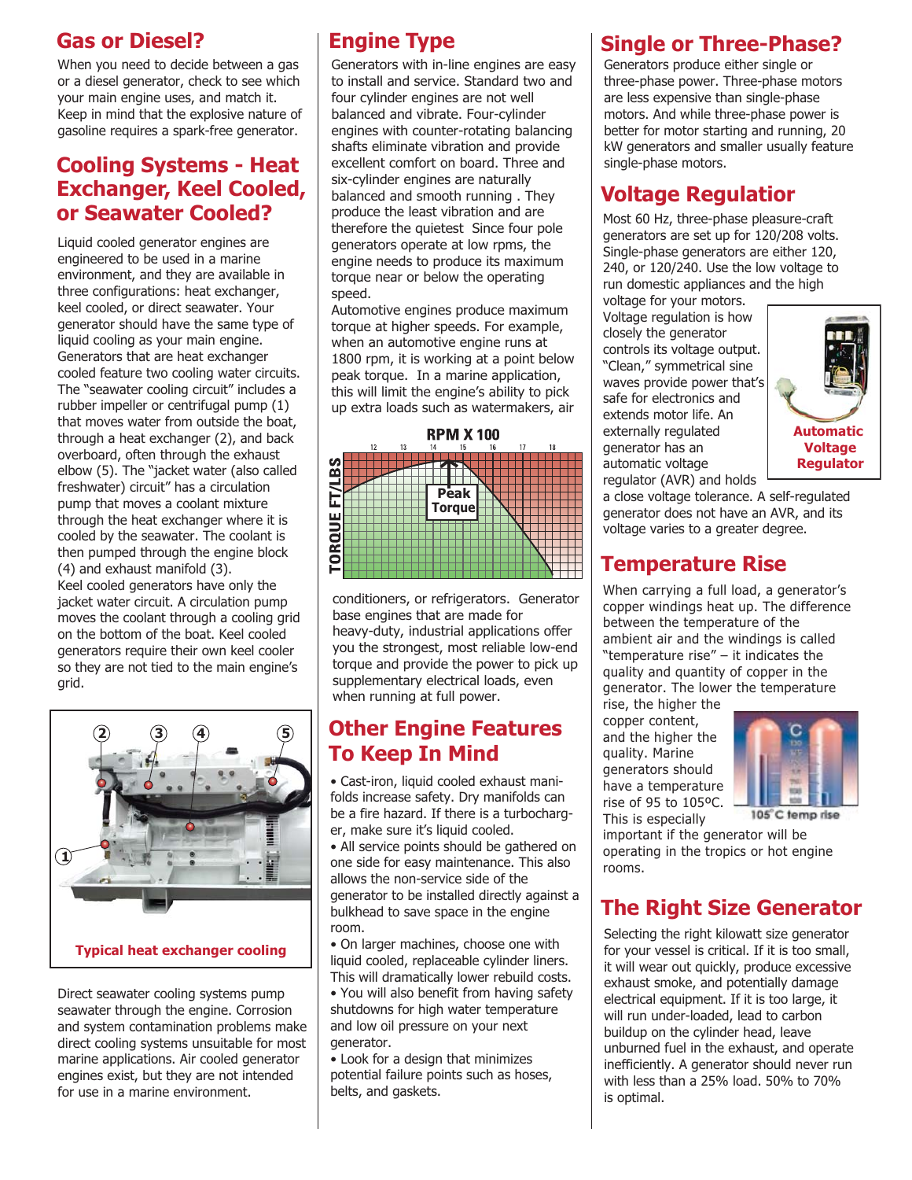## Gas or Diesel?

When you need to decide between a gas or a diesel generator, check to see which your main engine uses, and match it. Keep in mind that the explosive nature of gasoline requires a spark-free generator.

## Cooling Systems - Heat Exchanger, Keel Cooled, or Seawater Cooled?

Liquid cooled generator engines are engineered to be used in a marine environment, and they are available in three configurations: heat exchanger, keel cooled, or direct seawater. Your generator should have the same type of liquid cooling as your main engine.

Generators that are heat exchanger cooled feature two cooling water circuits. The "seawater cooling circuit" includes a rubber impeller or centrifugal pump (1) that moves water from outside the boat, through a heat exchanger (2), and back overboard, often through the exhaust elbow (5). The "jacket water (also called freshwater) circuit" has a circulation pump that moves a coolant mixture through the heat exchanger where it is cooled by the seawater. The coolant is then pumped through the engine block (4) and exhaust manifold (3).

Keel cooled generators have only the jacket water circuit. A circulation pump moves the coolant through a cooling grid on the bottom of the boat. Keel cooled generators require their own keel cooler so they are not tied to the main engine's grid.

Typical heat exchanger cooling

Direct seawater cooling systems pump seawater through the engine. Corrosion and system contamination problems make direct cooling systems unsuitable for most marine applications. Air cooled generator engines exist, but they are not intended for use in a marine environment.

## Engine Type

Generators with in-line engines are easy to install and service. Standard two and four cylinder engines are not well balanced and vibrate. Four-cylinder engines with counter-rotating balancing shafts eliminate vibration and provide excellent comfort on board. Three and six-cylinder engines are naturally balanced and smooth running . They produce the least vibration and are therefore the quietest Since four pole generators operate at low rpms, the engine needs to produce its maximum torque near or below the operating speed.

Automotive engines produce maximum torque at higher speeds. For example, when an automotive engine runs at 1800 rpm, it is working at a point below peak torque. In a marine application, this will limit the engine's ability to pick up extra loads such as watermakers, air conditioners, or refrigerators. Generator base engines that are made for heavy-duty, industrial applications offer you the strongest, most reliable low-end torque and provide the power to pick up supplementary electrical loads, even when running at full power.

## Other Engine Features To Keep In Mind

- Cast-iron, liquid cooled exhaust manifolds increase safety. Dry manifolds can be a fire hazard. If there is a turbocharger, make sure it's liquid cooled.
- All service points should be gathered on one side for easy maintenance. This also allows the non-service side of the generator to be installed directly against a bulkhead to save space in the engine room.
- On larger machines, choose one with liquid cooled, replaceable cylinder liners. This will dramatically lower rebuild costs.
- You will also benefit from having safety shutdowns for high water temperature and low oil pressure on your next generator.
- Look for a design that minimizes potential failure points such as hoses, belts, and gaskets.

## Single or Three-Phase?

Generators produce either single or three-phase power. Three-phase motors are less expensive than single-phase motors. And while three-phase power is better for motor starting and running, 20 kW generators and smaller usually feature single-phase motors.

## Voltage Regulator

Most 60 Hz, three-phase pleasure-craft generators are set up for 120/208 volts. Single-phase generators are either 120, 240, or 120/240. Use the low voltage to run domestic appliances and the high voltage for your motors.

Voltage regulation is how closely the generator controls its voltage output. "Clean," symmetrical sine waves provide power that's safe for electronics and extends motor life. An externally regulated generator has an automatic voltage regulator (AVR) and holds a close voltage tolerance. A self-regulated generator does not have an AVR, and its voltage varies to a greater degree.

Automatic Voltage Regulator

## Temperature Rise

When carrying a full load, a generator's copper windings heat up. The difference between the temperature of the ambient air and the windings is called "temperature rise" – it indicates the quality and quantity of copper in the generator. The lower the temperature rise, the higher the copper content, and the higher the quality. Marine generators should have a temperature rise of 95 to 105ºC. This is especially important if the generator will be operating in the tropics or hot engine rooms.

105°C temp rise

## The Right Size Generator

Selecting the right kilowatt size generator for your vessel is critical. If it is too small, it will wear out quickly, produce excessive exhaust smoke, and potentially damage electrical equipment. If it is too large, it will run under-loaded, lead to carbon buildup on the cylinder head, leave unburned fuel in the exhaust, and operate inefficiently. A generator should never run with less than a 25% load. 50% to 70% is optimal.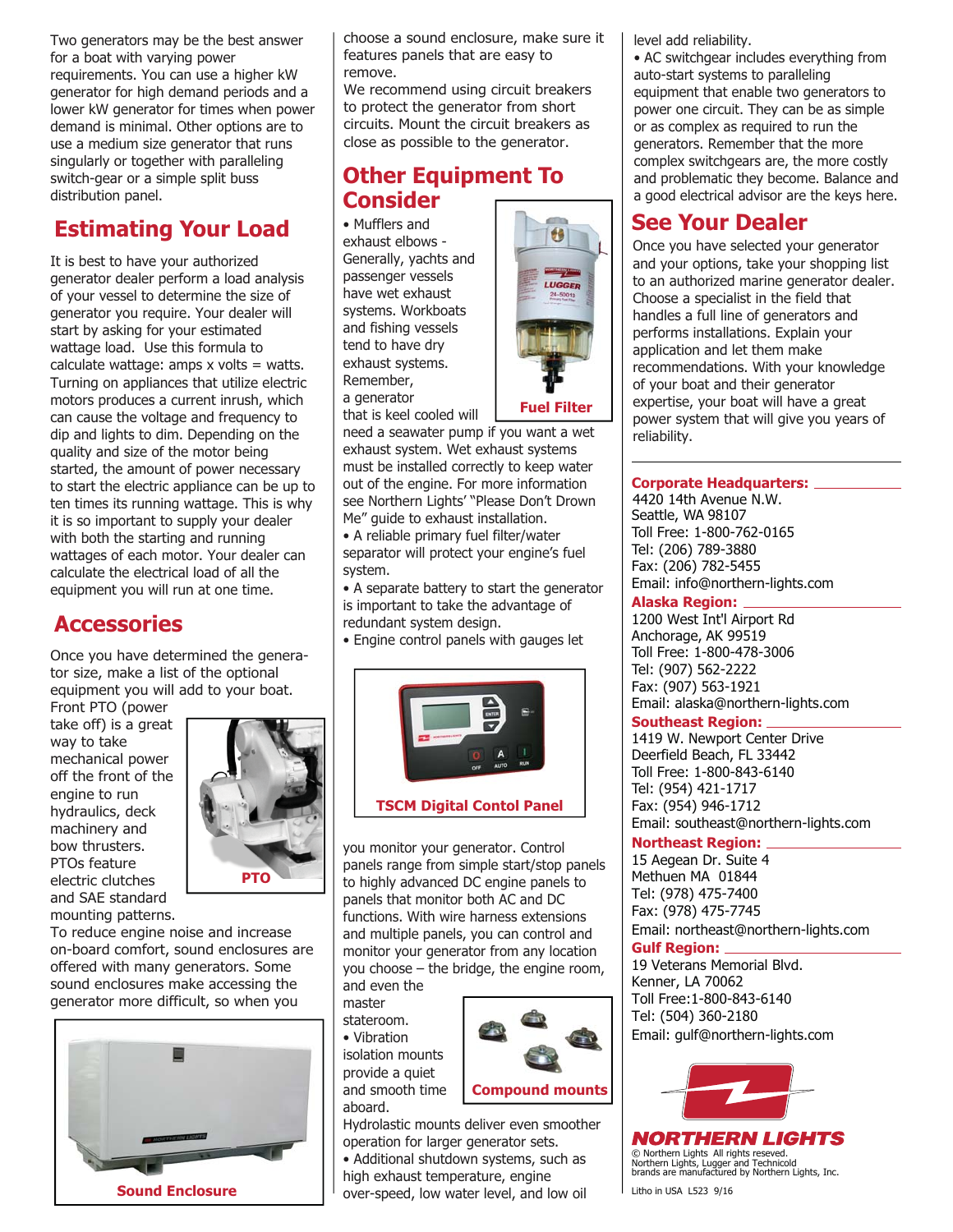Two generators may be the best answer for a boat with varying power requirements. You can use a higher kW generator for high demand periods and a lower kW generator for times when power demand is minimal. Other options are to use a medium size generator that runs singularly or together with paralleling switch-gear or a simple split buss distribution panel.

## Estimating Your Load

It is best to have your authorized generator dealer perform a load analysis of your vessel to determine the size of generator you require. Your dealer will start by asking for your estimated wattage load. Use this formula to calculate wattage: amps x volts = watts. Turning on appliances that utilize electric motors produces a current inrush, which can cause the voltage and frequency to dip and lights to dim. Depending on the quality and size of the motor being started, the amount of power necessary to start the electric appliance can be up to ten times its running wattage. This is why it is so important to supply your dealer with both the starting and running wattages of each motor. Your dealer can calculate the electrical load of all the equipment you will run at one time.

## Accessories

Once you have determined the generator size, make a list of the optional equipment you will add to your boat. Front PTO (power take off) is a great way to take mechanical power off the front of the engine to run hydraulics, deck machinery and bow thrusters. PTOs feature electric clutches and SAE standard mounting patterns.

PTO

To reduce engine noise and increase on-board comfort, sound enclosures are offered with many generators. Some sound enclosures make accessing the generator more difficult, so when you choose a sound enclosure, make sure it features panels that are easy to remove.

Sound Enclosure

We recommend using circuit breakers to protect the generator from short circuits. Mount the circuit breakers as close as possible to the generator.

## Other Equipment To Consider

- Mufflers and exhaust elbows - Generally, yachts and passenger vessels have wet exhaust systems. Workboats and fishing vessels tend to have dry exhaust systems. Remember, a generator that is keel cooled will need a seawater pump if you want a wet exhaust system. Wet exhaust systems must be installed correctly to keep water out of the engine. For more information see Northern Lights' "Please Don't Drown Me" guide to exhaust installation.
- A reliable primary fuel filter/water separator will protect your engine's fuel system.
- A separate battery to start the generator is important to take the advantage of redundant system design.
- Engine control panels with gauges let you monitor your generator. Control panels range from simple start/stop panels to highly advanced DC engine panels to panels that monitor both AC and DC functions. With wire harness extensions and multiple panels, you can control and monitor your generator from any location you choose – the bridge, the engine room, and even the master stateroom.
- Vibration isolation mounts provide a quiet and smooth time aboard. Hydrolastic mounts deliver even smoother operation for larger generator sets.
- Additional shutdown systems, such as high exhaust temperature, engine over-speed, low water level, and low oil level add reliability.
- AC switchgear includes everything from auto-start systems to paralleling equipment that enable two generators to power one circuit. They can be as simple or as complex as required to run the generators. Remember that the more complex switchgears are, the more costly and problematic they become. Balance and a good electrical advisor are the keys here.

Fuel Filter

TSCM Digital Contol Panel

Compound mounts

## See Your Dealer

Once you have selected your generator and your options, take your shopping list to an authorized marine generator dealer. Choose a specialist in the field that handles a full line of generators and performs installations. Explain your application and let them make recommendations. With your knowledge of your boat and their generator expertise, your boat will have a great power system that will give you years of reliability.

**Corporate Headquarters:**
4420 14th Avenue N.W.
Seattle, WA 98107
Toll Free: 1-800-762-0165
Tel: (206) 789-3880
Fax: (206) 782-5455
Email: info@northern-lights.com

**Alaska Region:**
1200 West Int'l Airport Rd
Anchorage, AK 99519
Toll Free: 1-800-478-3006
Tel: (907) 562-2222
Fax: (907) 563-1921
Email: alaska@northern-lights.com

**Southeast Region:**
1419 W. Newport Center Drive
Deerfield Beach, FL 33442
Toll Free: 1-800-843-6140
Tel: (954) 421-1717
Fax: (954) 946-1712
Email: southeast@northern-lights.com

**Northeast Region:**
15 Aegean Dr. Suite 4
Methuen MA 01844
Tel: (978) 475-7400
Fax: (978) 475-7745
Email: northeast@northern-lights.com

**Gulf Region:**
19 Veterans Memorial Blvd.
Kenner, LA 70062
Toll Free:1-800-843-6140
Tel: (504) 360-2180
Email: gulf@northern-lights.com

NORTHERN LIGHTS

© Northern Lights All rights reseved.
Northern Lights, Lugger and Technicold brands are manufactured by Northern Lights, Inc.

Litho in USA L523 9/16